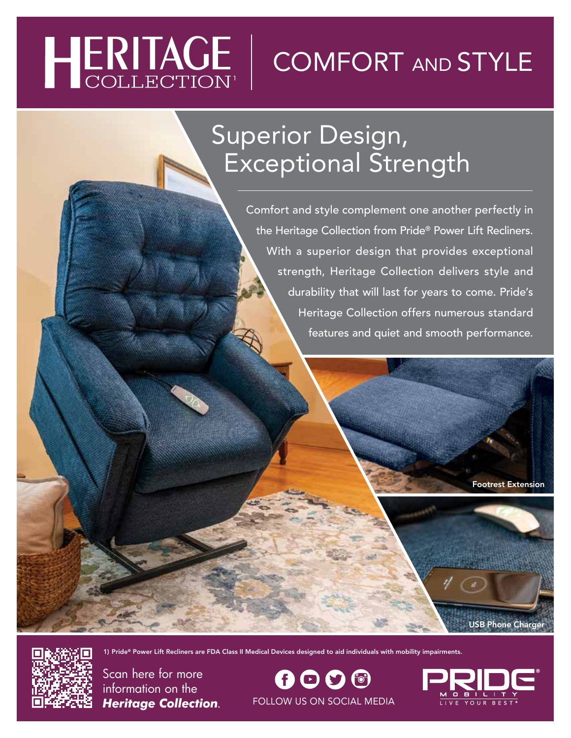# HERITAGE COLLECTION[1] | COMFORT AND STYLE

## Superior Design, Exceptional Strength

Comfort and style complement one another perfectly in the Heritage Collection from Pride® Power Lift Recliners. With a superior design that provides exceptional strength, Heritage Collection delivers style and durability that will last for years to come. Pride's Heritage Collection offers numerous standard features and quiet and smooth performance.

Footrest Extension

USB Phone Charger

1) Pride® Power Lift Recliners are FDA Class II Medical Devices designed to aid individuals with mobility impairments.

Scan here for more information on the ***Heritage Collection***.

FOLLOW US ON SOCIAL MEDIA

PRIDE® MOBILITY LIVE YOUR BEST®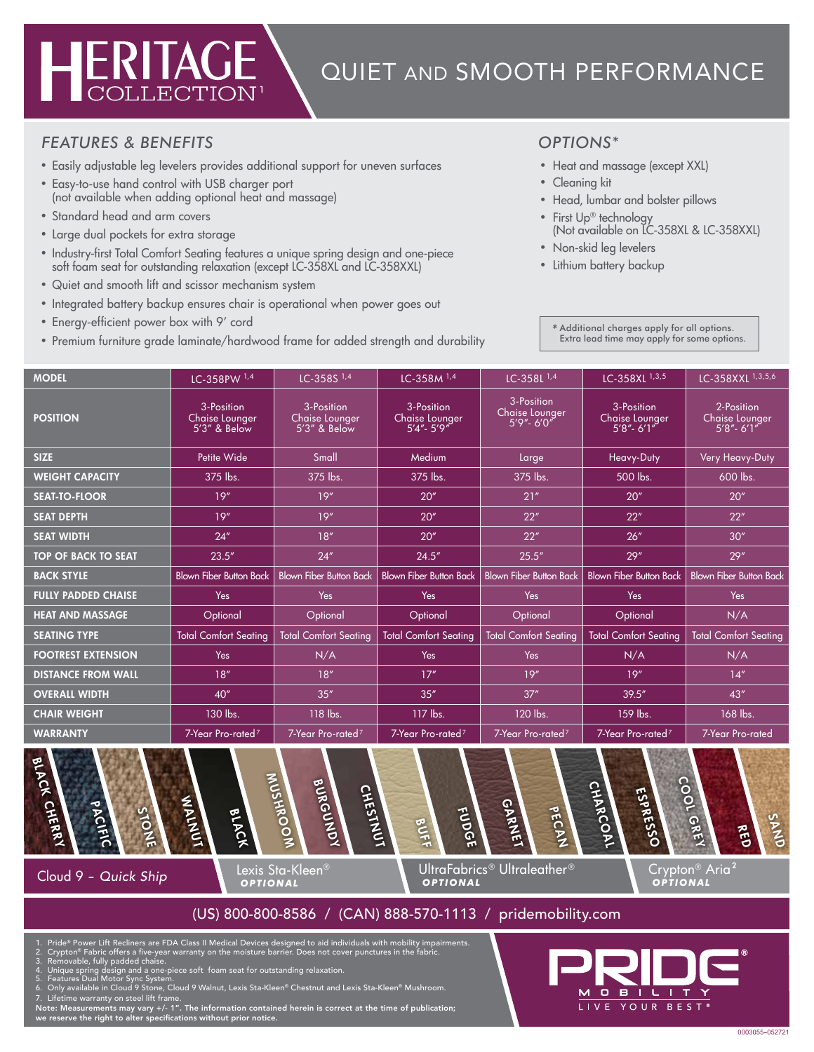# HERITAGE COLLECTION[1]

## QUIET AND SMOOTH PERFORMANCE

### FEATURES & BENEFITS

- Easily adjustable leg levelers provides additional support for uneven surfaces
- Easy-to-use hand control with USB charger port (not available when adding optional heat and massage)
- Standard head and arm covers
- Large dual pockets for extra storage
- Industry-first Total Comfort Seating features a unique spring design and one-piece soft foam seat for outstanding relaxation (except LC-358XL and LC-358XXL)
- Quiet and smooth lift and scissor mechanism system
- Integrated battery backup ensures chair is operational when power goes out
- Energy-efficient power box with 9′ cord
- Premium furniture grade laminate/hardwood frame for added strength and durability

### OPTIONS*

- Heat and massage (except XXL)
- Cleaning kit
- Head, lumbar and bolster pillows
- First Up® technology (Not available on LC-358XL & LC-358XXL)
- Non-skid leg levelers
- Lithium battery backup

* Additional charges apply for all options. Extra lead time may apply for some options.

| MODEL | LC-358PW [1,4] | LC-358S [1,4] | LC-358M [1,4] | LC-358L [1,4] | LC-358XL [1,3,5] | LC-358XXL [1,3,5,6] |
|---|---|---|---|---|---|---|
| POSITION | 3-Position Chaise Lounger 5′3″ & Below | 3-Position Chaise Lounger 5′3″ & Below | 3-Position Chaise Lounger 5′4″- 5′9″ | 3-Position Chaise Lounger 5′9″- 6′0″ | 3-Position Chaise Lounger 5′8″- 6′1″ | 2-Position Chaise Lounger 5′8″- 6′1″ |
| SIZE | Petite Wide | Small | Medium | Large | Heavy-Duty | Very Heavy-Duty |
| WEIGHT CAPACITY | 375 lbs. | 375 lbs. | 375 lbs. | 375 lbs. | 500 lbs. | 600 lbs. |
| SEAT-TO-FLOOR | 19″ | 19″ | 20″ | 21″ | 20″ | 20″ |
| SEAT DEPTH | 19″ | 19″ | 20″ | 22″ | 22″ | 22″ |
| SEAT WIDTH | 24″ | 18″ | 20″ | 22″ | 26″ | 30″ |
| TOP OF BACK TO SEAT | 23.5″ | 24″ | 24.5″ | 25.5″ | 29″ | 29″ |
| BACK STYLE | Blown Fiber Button Back | Blown Fiber Button Back | Blown Fiber Button Back | Blown Fiber Button Back | Blown Fiber Button Back | Blown Fiber Button Back |
| FULLY PADDED CHAISE | Yes | Yes | Yes | Yes | Yes | Yes |
| HEAT AND MASSAGE | Optional | Optional | Optional | Optional | Optional | N/A |
| SEATING TYPE | Total Comfort Seating | Total Comfort Seating | Total Comfort Seating | Total Comfort Seating | Total Comfort Seating | Total Comfort Seating |
| FOOTREST EXTENSION | Yes | N/A | Yes | Yes | N/A | N/A |
| DISTANCE FROM WALL | 18″ | 18″ | 17″ | 19″ | 19″ | 14″ |
| OVERALL WIDTH | 40″ | 35″ | 35″ | 37″ | 39.5″ | 43″ |
| CHAIR WEIGHT | 130 lbs. | 118 lbs. | 117 lbs. | 120 lbs. | 159 lbs. | 168 lbs. |
| WARRANTY | 7-Year Pro-rated[7] | 7-Year Pro-rated[7] | 7-Year Pro-rated[7] | 7-Year Pro-rated[7] | 7-Year Pro-rated[7] | 7-Year Pro-rated |

BLACK CHERRY, PACIFIC, STONE, WALNUT, BLACK, MUSHROOM, BURGUNDY, CHESTNUT, BUFF, FUDGE, GARNET, PECAN, CHARCOAL, ESPRESSO, COOL GREY, RED, SAND

Cloud 9 – *Quick Ship* | Lexis Sta-Kleen® ***OPTIONAL*** | UltraFabrics® Ultraleather® ***OPTIONAL*** | Crypton® Aria[2] ***OPTIONAL***

(US) 800-800-8586 / (CAN) 888-570-1113 / pridemobility.com

1. Pride® Power Lift Recliners are FDA Class II Medical Devices designed to aid individuals with mobility impairments.
2. Crypton® Fabric offers a five-year warranty on the moisture barrier. Does not cover punctures in the fabric.
3. Removable, fully padded chaise.
4. Unique spring design and a one-piece soft foam seat for outstanding relaxation.
5. Features Dual Motor Sync System.
6. Only available in Cloud 9 Stone, Cloud 9 Walnut, Lexis Sta-Kleen® Chestnut and Lexis Sta-Kleen® Mushroom.
7. Lifetime warranty on steel lift frame.

**Note: Measurements may vary +/- 1″. The information contained herein is correct at the time of publication; we reserve the right to alter specifications without prior notice.**

PRIDE® MOBILITY LIVE YOUR BEST®

0003055–052721